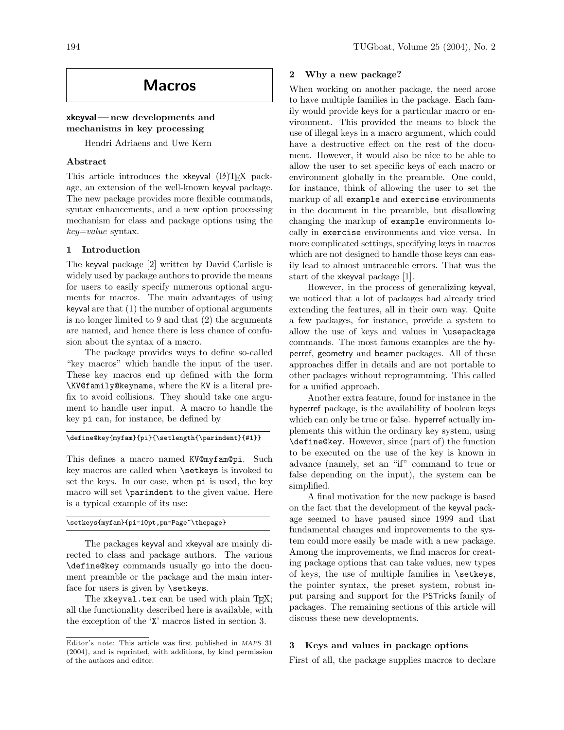# Macros

## xkeyval — new developments and mechanisms in key processing

Hendri Adriaens and Uwe Kern

### Abstract

This article introduces the xkeyval (LA)TEX package, an extension of the well-known keyval package. The new package provides more flexible commands, syntax enhancements, and a new option processing mechanism for class and package options using the *key=value* syntax.

### 1 Introduction

The keyval package [2] written by David Carlisle is widely used by package authors to provide the means for users to easily specify numerous optional arguments for macros. The main advantages of using keyval are that (1) the number of optional arguments is no longer limited to 9 and that (2) the arguments are named, and hence there is less chance of confusion about the syntax of a macro.

The package provides ways to define so-called "key macros" which handle the input of the user. These key macros end up defined with the form `\KV@family@keyname`, where the `KV` is a literal prefix to avoid collisions. They should take one argument to handle user input. A macro to handle the key `pi` can, for instance, be defined by

```
\define@key{myfam}{pi}{\setlength{\parindent}{#1}}
```

This defines a macro named `KV@myfam@pi`. Such key macros are called when `\setkeys` is invoked to set the keys. In our case, when `pi` is used, the key macro will set `\parindent` to the given value. Here is a typical example of its use:

```
\setkeys{myfam}{pi=10pt,pn=Page~\thepage}
```

The packages keyval and xkeyval are mainly directed to class and package authors. The various `\define@key` commands usually go into the document preamble or the package and the main interface for users is given by `\setkeys`.

The `xkeyval.tex` can be used with plain TEX; all the functionality described here is available, with the exception of the '`X`' macros listed in section 3.

Editor's note: This article was first published in *MAPS* 31 (2004), and is reprinted, with additions, by kind permission of the authors and editor.

### 2 Why a new package?

When working on another package, the need arose to have multiple families in the package. Each family would provide keys for a particular macro or environment. This provided the means to block the use of illegal keys in a macro argument, which could have a destructive effect on the rest of the document. However, it would also be nice to be able to allow the user to set specific keys of each macro or environment globally in the preamble. One could, for instance, think of allowing the user to set the markup of all `example` and `exercise` environments in the document in the preamble, but disallowing changing the markup of `example` environments locally in `exercise` environments and vice versa. In more complicated settings, specifying keys in macros which are not designed to handle those keys can easily lead to almost untraceable errors. That was the start of the xkeyval package [1].

However, in the process of generalizing keyval, we noticed that a lot of packages had already tried extending the features, all in their own way. Quite a few packages, for instance, provide a system to allow the use of keys and values in `\usepackage` commands. The most famous examples are the hyperref, geometry and beamer packages. All of these approaches differ in details and are not portable to other packages without reprogramming. This called for a unified approach.

Another extra feature, found for instance in the hyperref package, is the availability of boolean keys which can only be true or false. hyperref actually implements this within the ordinary key system, using `\define@key`. However, since (part of) the function to be executed on the use of the key is known in advance (namely, set an "if" command to true or false depending on the input), the system can be simplified.

A final motivation for the new package is based on the fact that the development of the keyval package seemed to have paused since 1999 and that fundamental changes and improvements to the system could more easily be made with a new package. Among the improvements, we find macros for creating package options that can take values, new types of keys, the use of multiple families in `\setkeys`, the pointer syntax, the preset system, robust input parsing and support for the PSTricks family of packages. The remaining sections of this article will discuss these new developments.

### 3 Keys and values in package options

First of all, the package supplies macros to declare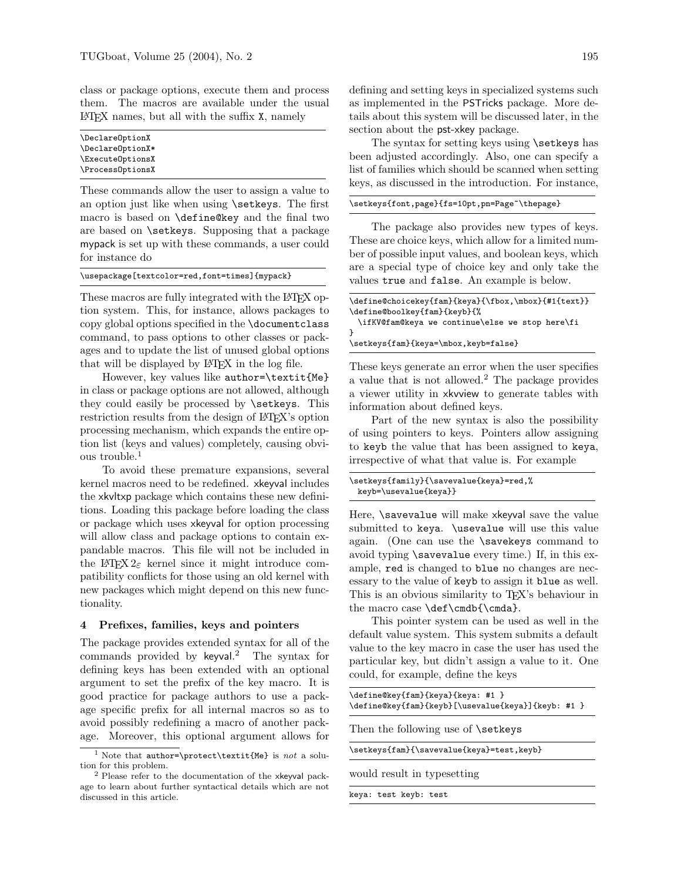class or package options, execute them and process them. The macros are available under the usual LaTeX names, but all with the suffix X, namely

```
\DeclareOptionX
\DeclareOptionX*
\ExecuteOptionsX
\ProcessOptionsX
```

These commands allow the user to assign a value to an option just like when using `\setkeys`. The first macro is based on `\define@key` and the final two are based on `\setkeys`. Supposing that a package mypack is set up with these commands, a user could for instance do

```
\usepackage[textcolor=red,font=times]{mypack}
```

These macros are fully integrated with the LaTeX option system. This, for instance, allows packages to copy global options specified in the `\documentclass` command, to pass options to other classes or packages and to update the list of unused global options that will be displayed by LaTeX in the log file.

However, key values like `author=\textit{Me}` in class or package options are not allowed, although they could easily be processed by `\setkeys`. This restriction results from the design of LaTeX's option processing mechanism, which expands the entire option list (keys and values) completely, causing obvious trouble.[1]

To avoid these premature expansions, several kernel macros need to be redefined. xkeyval includes the xkvltxp package which contains these new definitions. Loading this package before loading the class or package which uses xkeyval for option processing will allow class and package options to contain expandable macros. This file will not be included in the LaTeX 2ε kernel since it might introduce compatibility conflicts for those using an old kernel with new packages which might depend on this new functionality.

## 4 Prefixes, families, keys and pointers

The package provides extended syntax for all of the commands provided by keyval.[2] The syntax for defining keys has been extended with an optional argument to set the prefix of the key macro. It is good practice for package authors to use a package specific prefix for all internal macros so as to avoid possibly redefining a macro of another package. Moreover, this optional argument allows for defining and setting keys in specialized systems such as implemented in the PSTricks package. More details about this system will be discussed later, in the section about the pst-xkey package.

The syntax for setting keys using `\setkeys` has been adjusted accordingly. Also, one can specify a list of families which should be scanned when setting keys, as discussed in the introduction. For instance,

```
\setkeys{font,page}{fs=10pt,pn=Page~\thepage}
```

The package also provides new types of keys. These are choice keys, which allow for a limited number of possible input values, and boolean keys, which are a special type of choice key and only take the values `true` and `false`. An example is below.

```
\define@choicekey{fam}{keya}{\fbox,\mbox}{#1{text}}
\define@boolkey{fam}{keyb}{%
  \ifKV@fam@keya we continue\else we stop here\fi
}
\setkeys{fam}{keya=\mbox,keyb=false}
```

These keys generate an error when the user specifies a value that is not allowed.[2] The package provides a viewer utility in xkvview to generate tables with information about defined keys.

Part of the new syntax is also the possibility of using pointers to keys. Pointers allow assigning to `keyb` the value that has been assigned to `keya`, irrespective of what that value is. For example

```
\setkeys{family}{\savevalue{keya}=red,%
  keyb=\usevalue{keya}}
```

Here, `\savevalue` will make xkeyval save the value submitted to `keya`. `\usevalue` will use this value again. (One can use the `\savekeys` command to avoid typing `\savevalue` every time.) If, in this example, `red` is changed to `blue` no changes are necessary to the value of `keyb` to assign it `blue` as well. This is an obvious similarity to TeX's behaviour in the macro case `\def\cmdb{\cmda}`.

This pointer system can be used as well in the default value system. This system submits a default value to the key macro in case the user has used the particular key, but didn't assign a value to it. One could, for example, define the keys

```
\define@key{fam}{keya}{keya: #1 }
\define@key{fam}{keyb}[\usevalue{keya}]{keyb: #1 }
```

Then the following use of `\setkeys`

```
\setkeys{fam}{\savevalue{keya}=test,keyb}
```

would result in typesetting

```
keya: test keyb: test
```

[1] Note that `author=\protect\textit{Me}` is *not* a solution for this problem.

[2] Please refer to the documentation of the xkeyval package to learn about further syntactical details which are not discussed in this article.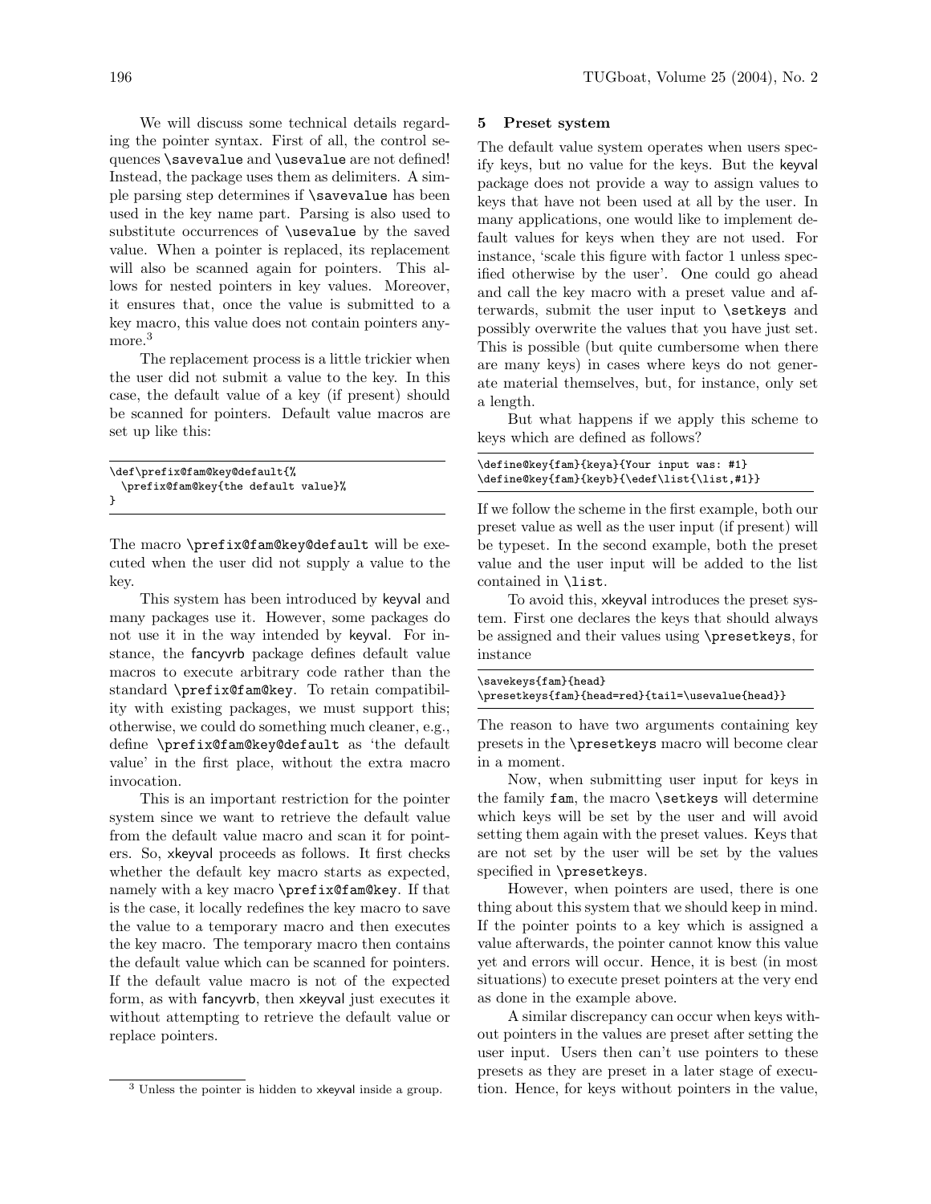We will discuss some technical details regarding the pointer syntax. First of all, the control sequences `\savevalue` and `\usevalue` are not defined! Instead, the package uses them as delimiters. A simple parsing step determines if `\savevalue` has been used in the key name part. Parsing is also used to substitute occurrences of `\usevalue` by the saved value. When a pointer is replaced, its replacement will also be scanned again for pointers. This allows for nested pointers in key values. Moreover, it ensures that, once the value is submitted to a key macro, this value does not contain pointers anymore.[3]

The replacement process is a little trickier when the user did not submit a value to the key. In this case, the default value of a key (if present) should be scanned for pointers. Default value macros are set up like this:

```
\def\prefix@fam@key@default{%
  \prefix@fam@key{the default value}%
}
```

The macro `\prefix@fam@key@default` will be executed when the user did not supply a value to the key.

This system has been introduced by keyval and many packages use it. However, some packages do not use it in the way intended by keyval. For instance, the fancyvrb package defines default value macros to execute arbitrary code rather than the standard `\prefix@fam@key`. To retain compatibility with existing packages, we must support this; otherwise, we could do something much cleaner, e.g., define `\prefix@fam@key@default` as 'the default value' in the first place, without the extra macro invocation.

This is an important restriction for the pointer system since we want to retrieve the default value from the default value macro and scan it for pointers. So, xkeyval proceeds as follows. It first checks whether the default key macro starts as expected, namely with a key macro `\prefix@fam@key`. If that is the case, it locally redefines the key macro to save the value to a temporary macro and then executes the key macro. The temporary macro then contains the default value which can be scanned for pointers. If the default value macro is not of the expected form, as with fancyvrb, then xkeyval just executes it without attempting to retrieve the default value or replace pointers.

[3] Unless the pointer is hidden to xkeyval inside a group.

## 5 Preset system

The default value system operates when users specify keys, but no value for the keys. But the keyval package does not provide a way to assign values to keys that have not been used at all by the user. In many applications, one would like to implement default values for keys when they are not used. For instance, 'scale this figure with factor 1 unless specified otherwise by the user'. One could go ahead and call the key macro with a preset value and afterwards, submit the user input to `\setkeys` and possibly overwrite the values that you have just set. This is possible (but quite cumbersome when there are many keys) in cases where keys do not generate material themselves, but, for instance, only set a length.

But what happens if we apply this scheme to keys which are defined as follows?

```
\define@key{fam}{keya}{Your input was: #1}
\define@key{fam}{keyb}{\edef\list{\list,#1}}
```

If we follow the scheme in the first example, both our preset value as well as the user input (if present) will be typeset. In the second example, both the preset value and the user input will be added to the list contained in `\list`.

To avoid this, xkeyval introduces the preset system. First one declares the keys that should always be assigned and their values using `\presetkeys`, for instance

```
\savekeys{fam}{head}
\presetkeys{fam}{head=red}{tail=\usevalue{head}}
```

The reason to have two arguments containing key presets in the `\presetkeys` macro will become clear in a moment.

Now, when submitting user input for keys in the family `fam`, the macro `\setkeys` will determine which keys will be set by the user and will avoid setting them again with the preset values. Keys that are not set by the user will be set by the values specified in `\presetkeys`.

However, when pointers are used, there is one thing about this system that we should keep in mind. If the pointer points to a key which is assigned a value afterwards, the pointer cannot know this value yet and errors will occur. Hence, it is best (in most situations) to execute preset pointers at the very end as done in the example above.

A similar discrepancy can occur when keys without pointers in the values are preset after setting the user input. Users then can't use pointers to these presets as they are preset in a later stage of execution. Hence, for keys without pointers in the value,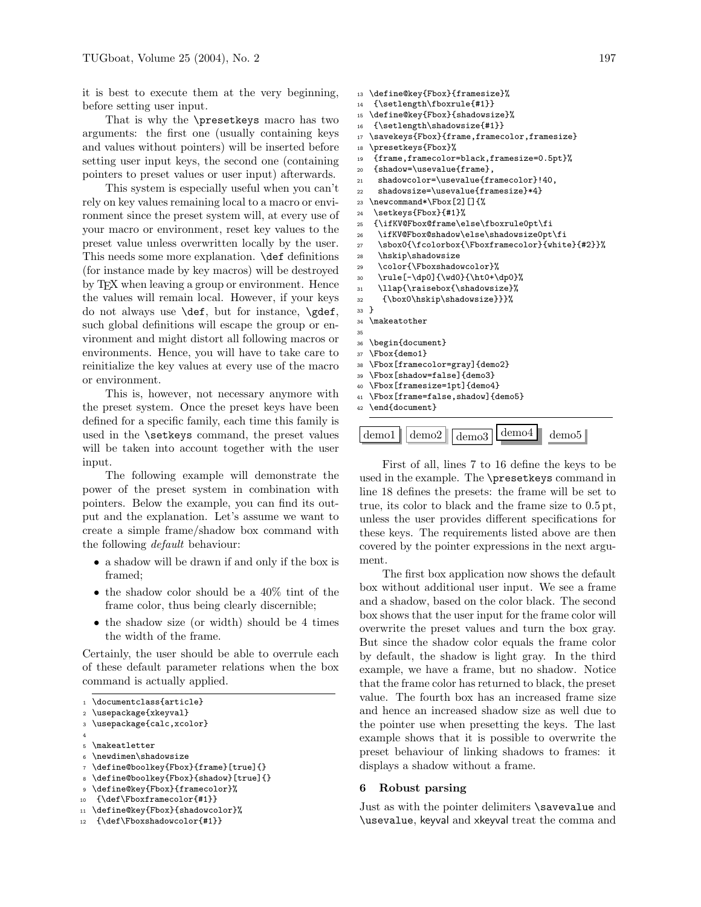it is best to execute them at the very beginning, before setting user input.

That is why the \presetkeys macro has two arguments: the first one (usually containing keys and values without pointers) will be inserted before setting user input keys, the second one (containing pointers to preset values or user input) afterwards.

This system is especially useful when you can't rely on key values remaining local to a macro or environment since the preset system will, at every use of your macro or environment, reset key values to the preset value unless overwritten locally by the user. This needs some more explanation. \def definitions (for instance made by key macros) will be destroyed by TeX when leaving a group or environment. Hence the values will remain local. However, if your keys do not always use \def, but for instance, \gdef, such global definitions will escape the group or environment and might distort all following macros or environments. Hence, you will have to take care to reinitialize the key values at every use of the macro or environment.

This is, however, not necessary anymore with the preset system. Once the preset keys have been defined for a specific family, each time this family is used in the \setkeys command, the preset values will be taken into account together with the user input.

The following example will demonstrate the power of the preset system in combination with pointers. Below the example, you can find its output and the explanation. Let's assume we want to create a simple frame/shadow box command with the following *default* behaviour:

- a shadow will be drawn if and only if the box is framed;
- the shadow color should be a 40% tint of the frame color, thus being clearly discernible;
- the shadow size (or width) should be 4 times the width of the frame.

Certainly, the user should be able to overrule each of these default parameter relations when the box command is actually applied.

```
1  \documentclass{article}
2  \usepackage{xkeyval}
3  \usepackage{calc,xcolor}
4
5  \makeatletter
6  \newdimen\shadowsize
7  \define@boolkey{Fbox}{frame}[true]{}
8  \define@boolkey{Fbox}{shadow}[true]{}
9  \define@key{Fbox}{framecolor}%
10  {\def\Fboxframecolor{#1}}
11 \define@key{Fbox}{shadowcolor}%
12  {\def\Fboxshadowcolor{#1}}
13 \define@key{Fbox}{framesize}%
14  {\setlength\fboxrule{#1}}
15 \define@key{Fbox}{shadowsize}%
16  {\setlength\shadowsize{#1}}
17 \savekeys{Fbox}{frame,framecolor,framesize}
18 \presetkeys{Fbox}%
19  {frame,framecolor=black,framesize=0.5pt}%
20  {shadow=\usevalue{frame},
21   shadowcolor=\usevalue{framecolor}!40,
22   shadowsize=\usevalue{framesize}*4}
23 \newcommand*\Fbox[2][]{%
24  \setkeys{Fbox}{#1}%
25  {\ifKV@Fbox@frame\else\fboxrule0pt\fi
26   \ifKV@Fbox@shadow\else\shadowsize0pt\fi
27   \sbox0{\fcolorbox{\Fboxframecolor}{white}{#2}}%
28   \hskip\shadowsize
29   \color{\Fboxshadowcolor}%
30   \rule[-\dp0]{\wd0}{\ht0+\dp0}%
31   \llap{\raisebox{\shadowsize}%
32    {\box0\hskip\shadowsize}}}%
33 }
34 \makeatother
35
36 \begin{document}
37 \Fbox{demo1}
38 \Fbox[framecolor=gray]{demo2}
39 \Fbox[shadow=false]{demo3}
40 \Fbox[framesize=1pt]{demo4}
41 \Fbox[frame=false,shadow]{demo5}
42 \end{document}
```

demo1 demo2 demo3 demo4 demo5

First of all, lines 7 to 16 define the keys to be used in the example. The \presetkeys command in line 18 defines the presets: the frame will be set to true, its color to black and the frame size to 0.5 pt, unless the user provides different specifications for these keys. The requirements listed above are then covered by the pointer expressions in the next argument.

The first box application now shows the default box without additional user input. We see a frame and a shadow, based on the color black. The second box shows that the user input for the frame color will overwrite the preset values and turn the box gray. But since the shadow color equals the frame color by default, the shadow is light gray. In the third example, we have a frame, but no shadow. Notice that the frame color has returned to black, the preset value. The fourth box has an increased frame size and hence an increased shadow size as well due to the pointer use when presetting the keys. The last example shows that it is possible to overwrite the preset behaviour of linking shadows to frames: it displays a shadow without a frame.

## 6 Robust parsing

Just as with the pointer delimiters \savevalue and \usevalue, keyval and xkeyval treat the comma and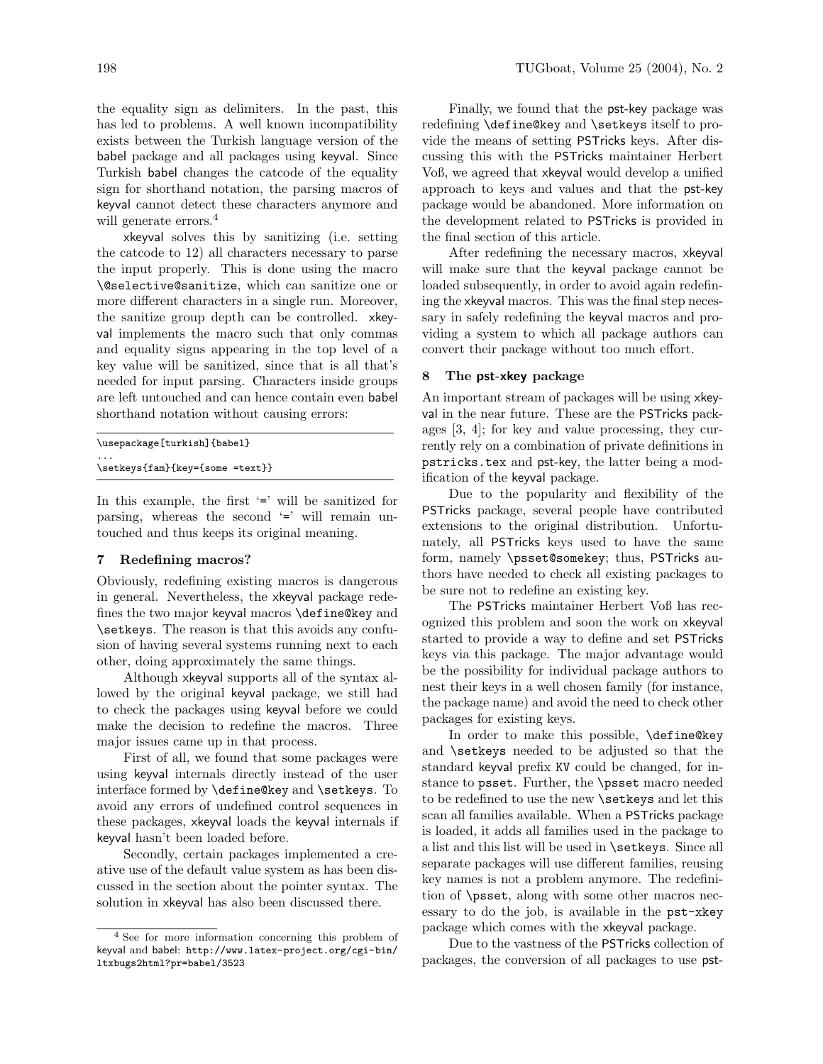the equality sign as delimiters. In the past, this has led to problems. A well known incompatibility exists between the Turkish language version of the babel package and all packages using keyval. Since Turkish babel changes the catcode of the equality sign for shorthand notation, the parsing macros of keyval cannot detect these characters anymore and will generate errors.[4]

xkeyval solves this by sanitizing (i.e. setting the catcode to 12) all characters necessary to parse the input properly. This is done using the macro `\@selective@sanitize`, which can sanitize one or more different characters in a single run. Moreover, the sanitize group depth can be controlled. xkeyval implements the macro such that only commas and equality signs appearing in the top level of a key value will be sanitized, since that is all that's needed for input parsing. Characters inside groups are left untouched and can hence contain even babel shorthand notation without causing errors:

```
\usepackage[turkish]{babel}
...
\setkeys{fam}{key={some =text}}
```

In this example, the first '=' will be sanitized for parsing, whereas the second '=' will remain untouched and thus keeps its original meaning.

## 7 Redefining macros?

Obviously, redefining existing macros is dangerous in general. Nevertheless, the xkeyval package redefines the two major keyval macros `\define@key` and `\setkeys`. The reason is that this avoids any confusion of having several systems running next to each other, doing approximately the same things.

Although xkeyval supports all of the syntax allowed by the original keyval package, we still had to check the packages using keyval before we could make the decision to redefine the macros. Three major issues came up in that process.

First of all, we found that some packages were using keyval internals directly instead of the user interface formed by `\define@key` and `\setkeys`. To avoid any errors of undefined control sequences in these packages, xkeyval loads the keyval internals if keyval hasn't been loaded before.

Secondly, certain packages implemented a creative use of the default value system as has been discussed in the section about the pointer syntax. The solution in xkeyval has also been discussed there.

Finally, we found that the pst-key package was redefining `\define@key` and `\setkeys` itself to provide the means of setting PSTricks keys. After discussing this with the PSTricks maintainer Herbert Voß, we agreed that xkeyval would develop a unified approach to keys and values and that the pst-key package would be abandoned. More information on the development related to PSTricks is provided in the final section of this article.

After redefining the necessary macros, xkeyval will make sure that the keyval package cannot be loaded subsequently, in order to avoid again redefining the xkeyval macros. This was the final step necessary in safely redefining the keyval macros and providing a system to which all package authors can convert their package without too much effort.

## 8 The pst-xkey package

An important stream of packages will be using xkeyval in the near future. These are the PSTricks packages [3, 4]; for key and value processing, they currently rely on a combination of private definitions in `pstricks.tex` and pst-key, the latter being a modification of the keyval package.

Due to the popularity and flexibility of the PSTricks package, several people have contributed extensions to the original distribution. Unfortunately, all PSTricks keys used to have the same form, namely `\psset@somekey`; thus, PSTricks authors have needed to check all existing packages to be sure not to redefine an existing key.

The PSTricks maintainer Herbert Voß has recognized this problem and soon the work on xkeyval started to provide a way to define and set PSTricks keys via this package. The major advantage would be the possibility for individual package authors to nest their keys in a well chosen family (for instance, the package name) and avoid the need to check other packages for existing keys.

In order to make this possible, `\define@key` and `\setkeys` needed to be adjusted so that the standard keyval prefix `KV` could be changed, for instance to `psset`. Further, the `\psset` macro needed to be redefined to use the new `\setkeys` and let this scan all families available. When a PSTricks package is loaded, it adds all families used in the package to a list and this list will be used in `\setkeys`. Since all separate packages will use different families, reusing key names is not a problem anymore. The redefinition of `\psset`, along with some other macros necessary to do the job, is available in the `pst-xkey` package which comes with the xkeyval package.

Due to the vastness of the PSTricks collection of packages, the conversion of all packages to use pst-

[4] See for more information concerning this problem of keyval and babel: `http://www.latex-project.org/cgi-bin/ltxbugs2html?pr=babel/3523`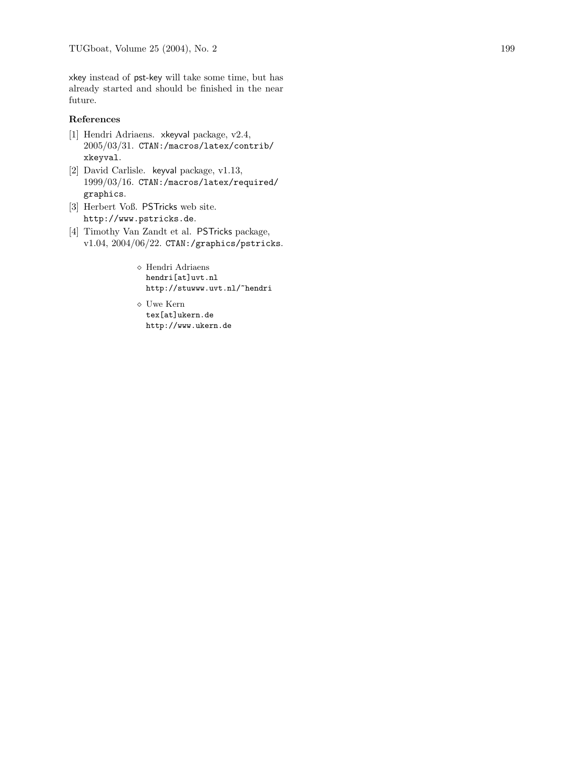xkey instead of pst-key will take some time, but has already started and should be finished in the near future.

### References

[1] Hendri Adriaens. xkeyval package, v2.4, 2005/03/31. CTAN:/macros/latex/contrib/xkeyval.

[2] David Carlisle. keyval package, v1.13, 1999/03/16. CTAN:/macros/latex/required/graphics.

[3] Herbert Voß. PSTricks web site. http://www.pstricks.de.

[4] Timothy Van Zandt et al. PSTricks package, v1.04, 2004/06/22. CTAN:/graphics/pstricks.

⋄ Hendri Adriaens
hendri[at]uvt.nl
http://stuwww.uvt.nl/~hendri

⋄ Uwe Kern
tex[at]ukern.de
http://www.ukern.de